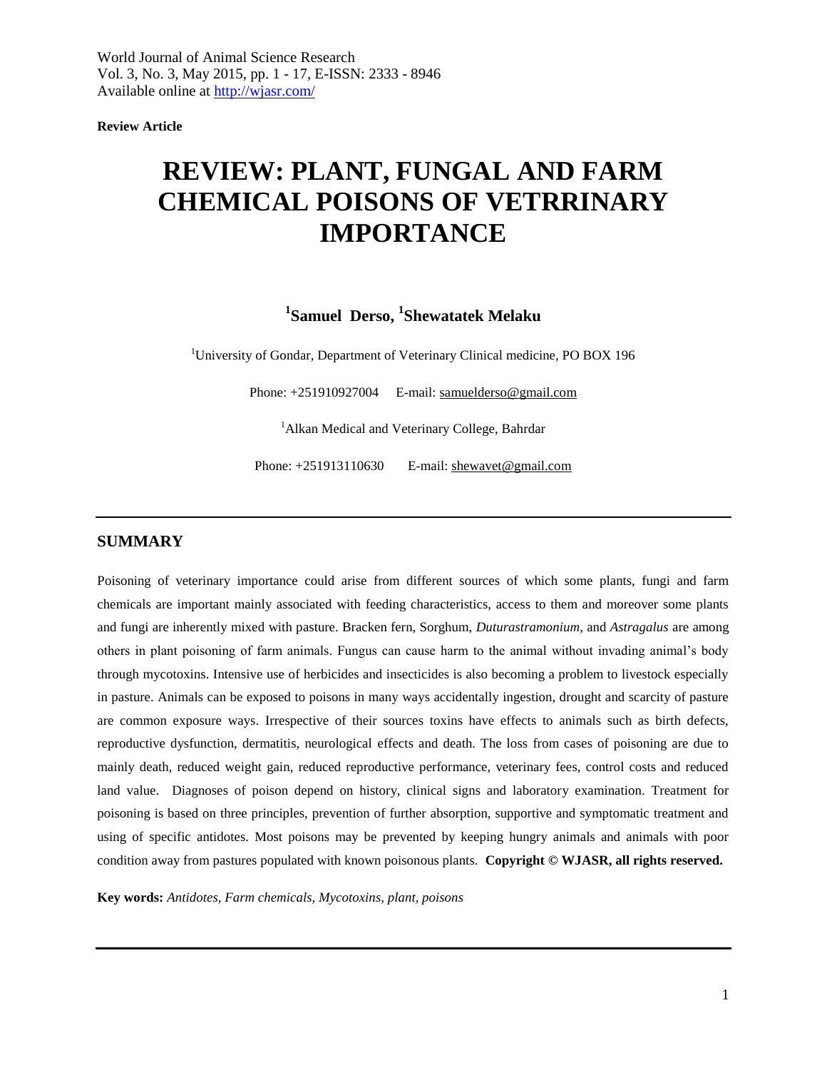**Review Article**

# REVIEW: PLANT, FUNGAL AND FARM CHEMICAL POISONS OF VETRRINARY IMPORTANCE

**[1]Samuel Derso, [1]Shewatatek Melaku**

[1]University of Gondar, Department of Veterinary Clinical medicine, PO BOX 196

Phone: +251910927004 E-mail: samuelderso@gmail.com

[1]Alkan Medical and Veterinary College, Bahrdar

Phone: +251913110630 E-mail: shewavet@gmail.com

## SUMMARY

Poisoning of veterinary importance could arise from different sources of which some plants, fungi and farm chemicals are important mainly associated with feeding characteristics, access to them and moreover some plants and fungi are inherently mixed with pasture. Bracken fern, Sorghum, *Duturastramonium*, and *Astragalus* are among others in plant poisoning of farm animals. Fungus can cause harm to the animal without invading animal's body through mycotoxins. Intensive use of herbicides and insecticides is also becoming a problem to livestock especially in pasture. Animals can be exposed to poisons in many ways accidentally ingestion, drought and scarcity of pasture are common exposure ways. Irrespective of their sources toxins have effects to animals such as birth defects, reproductive dysfunction, dermatitis, neurological effects and death. The loss from cases of poisoning are due to mainly death, reduced weight gain, reduced reproductive performance, veterinary fees, control costs and reduced land value. Diagnoses of poison depend on history, clinical signs and laboratory examination. Treatment for poisoning is based on three principles, prevention of further absorption, supportive and symptomatic treatment and using of specific antidotes. Most poisons may be prevented by keeping hungry animals and animals with poor condition away from pastures populated with known poisonous plants. **Copyright © WJASR, all rights reserved.**

**Key words:** *Antidotes, Farm chemicals, Mycotoxins, plant, poisons*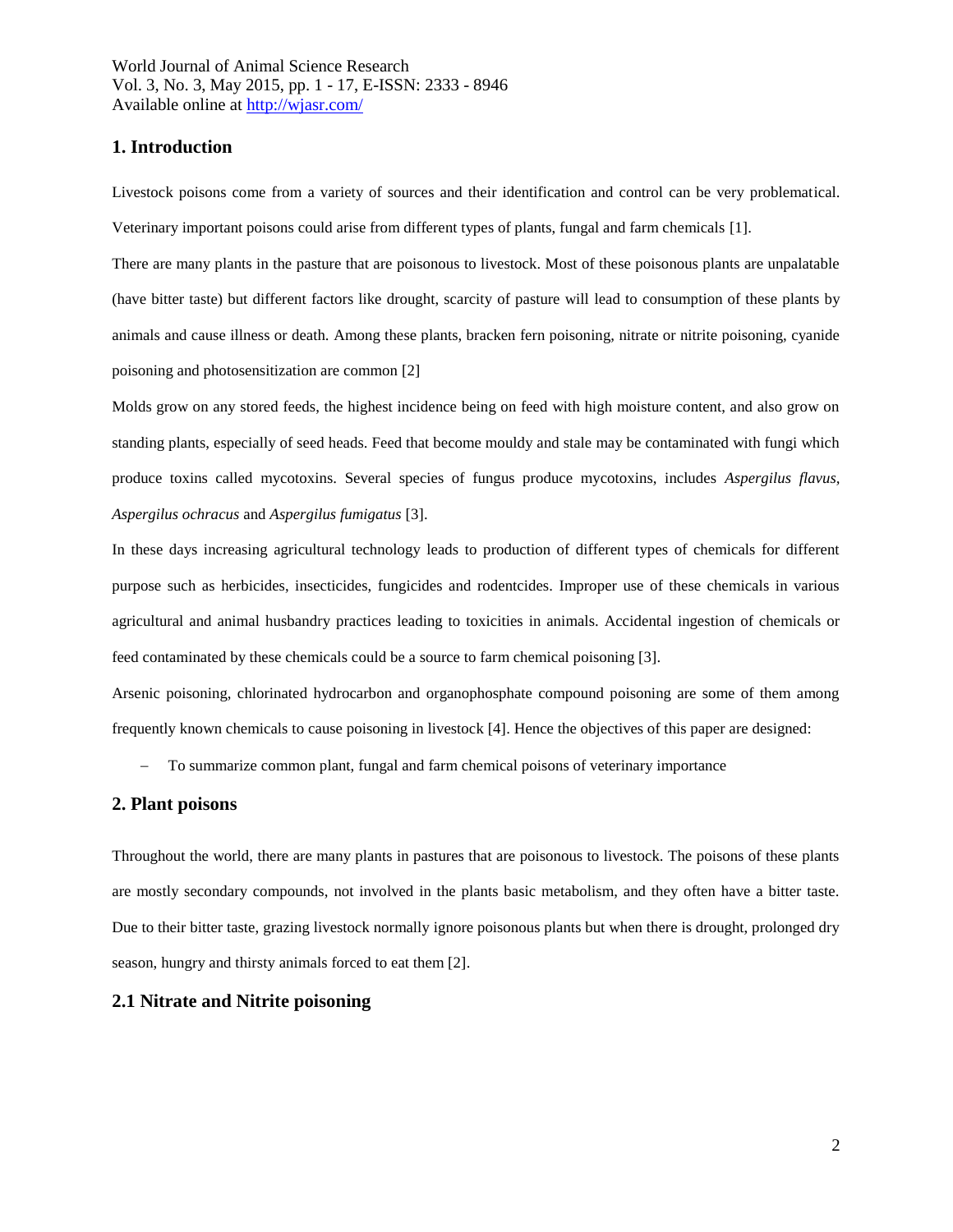## 1. Introduction

Livestock poisons come from a variety of sources and their identification and control can be very problematical. Veterinary important poisons could arise from different types of plants, fungal and farm chemicals [1].

There are many plants in the pasture that are poisonous to livestock. Most of these poisonous plants are unpalatable (have bitter taste) but different factors like drought, scarcity of pasture will lead to consumption of these plants by animals and cause illness or death. Among these plants, bracken fern poisoning, nitrate or nitrite poisoning, cyanide poisoning and photosensitization are common [2]

Molds grow on any stored feeds, the highest incidence being on feed with high moisture content, and also grow on standing plants, especially of seed heads. Feed that become mouldy and stale may be contaminated with fungi which produce toxins called mycotoxins. Several species of fungus produce mycotoxins, includes *Aspergilus flavus*, *Aspergilus ochracus* and *Aspergilus fumigatus* [3].

In these days increasing agricultural technology leads to production of different types of chemicals for different purpose such as herbicides, insecticides, fungicides and rodentcides. Improper use of these chemicals in various agricultural and animal husbandry practices leading to toxicities in animals. Accidental ingestion of chemicals or feed contaminated by these chemicals could be a source to farm chemical poisoning [3].

Arsenic poisoning, chlorinated hydrocarbon and organophosphate compound poisoning are some of them among frequently known chemicals to cause poisoning in livestock [4]. Hence the objectives of this paper are designed:

- To summarize common plant, fungal and farm chemical poisons of veterinary importance

## 2. Plant poisons

Throughout the world, there are many plants in pastures that are poisonous to livestock. The poisons of these plants are mostly secondary compounds, not involved in the plants basic metabolism, and they often have a bitter taste. Due to their bitter taste, grazing livestock normally ignore poisonous plants but when there is drought, prolonged dry season, hungry and thirsty animals forced to eat them [2].

### 2.1 Nitrate and Nitrite poisoning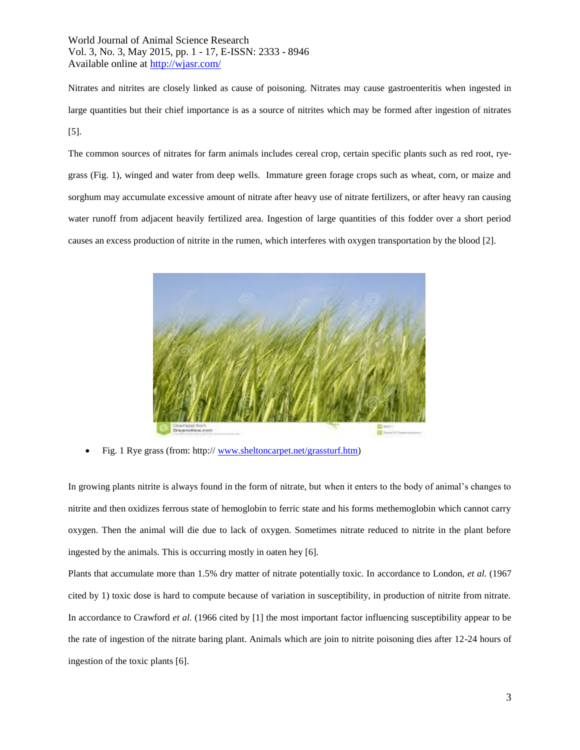Nitrates and nitrites are closely linked as cause of poisoning. Nitrates may cause gastroenteritis when ingested in large quantities but their chief importance is as a source of nitrites which may be formed after ingestion of nitrates [5].

The common sources of nitrates for farm animals includes cereal crop, certain specific plants such as red root, rye-grass (Fig. 1), winged and water from deep wells. Immature green forage crops such as wheat, corn, or maize and sorghum may accumulate excessive amount of nitrate after heavy use of nitrate fertilizers, or after heavy ran causing water runoff from adjacent heavily fertilized area. Ingestion of large quantities of this fodder over a short period causes an excess production of nitrite in the rumen, which interferes with oxygen transportation by the blood [2].

- Fig. 1 Rye grass (from: http:// www.sheltoncarpet.net/grassturf.htm)

In growing plants nitrite is always found in the form of nitrate, but when it enters to the body of animal's changes to nitrite and then oxidizes ferrous state of hemoglobin to ferric state and his forms methemoglobin which cannot carry oxygen. Then the animal will die due to lack of oxygen. Sometimes nitrate reduced to nitrite in the plant before ingested by the animals. This is occurring mostly in oaten hey [6].

Plants that accumulate more than 1.5% dry matter of nitrate potentially toxic. In accordance to London, *et al.* (1967 cited by 1) toxic dose is hard to compute because of variation in susceptibility, in production of nitrite from nitrate. In accordance to Crawford *et al.* (1966 cited by [1] the most important factor influencing susceptibility appear to be the rate of ingestion of the nitrate baring plant. Animals which are join to nitrite poisoning dies after 12-24 hours of ingestion of the toxic plants [6].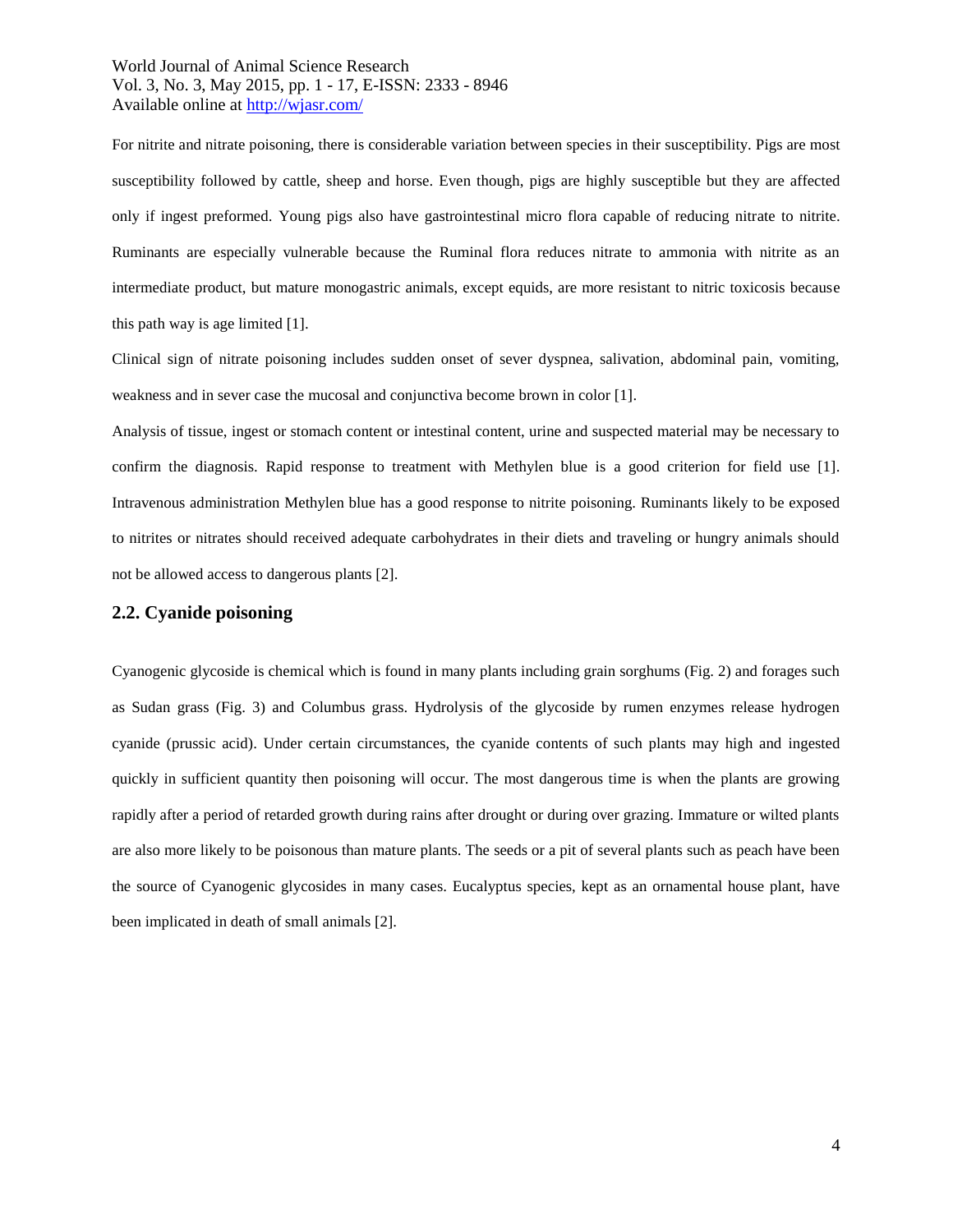For nitrite and nitrate poisoning, there is considerable variation between species in their susceptibility. Pigs are most susceptibility followed by cattle, sheep and horse. Even though, pigs are highly susceptible but they are affected only if ingest preformed. Young pigs also have gastrointestinal micro flora capable of reducing nitrate to nitrite. Ruminants are especially vulnerable because the Ruminal flora reduces nitrate to ammonia with nitrite as an intermediate product, but mature monogastric animals, except equids, are more resistant to nitric toxicosis because this path way is age limited [1].

Clinical sign of nitrate poisoning includes sudden onset of sever dyspnea, salivation, abdominal pain, vomiting, weakness and in sever case the mucosal and conjunctiva become brown in color [1].

Analysis of tissue, ingest or stomach content or intestinal content, urine and suspected material may be necessary to confirm the diagnosis. Rapid response to treatment with Methylen blue is a good criterion for field use [1]. Intravenous administration Methylen blue has a good response to nitrite poisoning. Ruminants likely to be exposed to nitrites or nitrates should received adequate carbohydrates in their diets and traveling or hungry animals should not be allowed access to dangerous plants [2].

## 2.2. Cyanide poisoning

Cyanogenic glycoside is chemical which is found in many plants including grain sorghums (Fig. 2) and forages such as Sudan grass (Fig. 3) and Columbus grass. Hydrolysis of the glycoside by rumen enzymes release hydrogen cyanide (prussic acid). Under certain circumstances, the cyanide contents of such plants may high and ingested quickly in sufficient quantity then poisoning will occur. The most dangerous time is when the plants are growing rapidly after a period of retarded growth during rains after drought or during over grazing. Immature or wilted plants are also more likely to be poisonous than mature plants. The seeds or a pit of several plants such as peach have been the source of Cyanogenic glycosides in many cases. Eucalyptus species, kept as an ornamental house plant, have been implicated in death of small animals [2].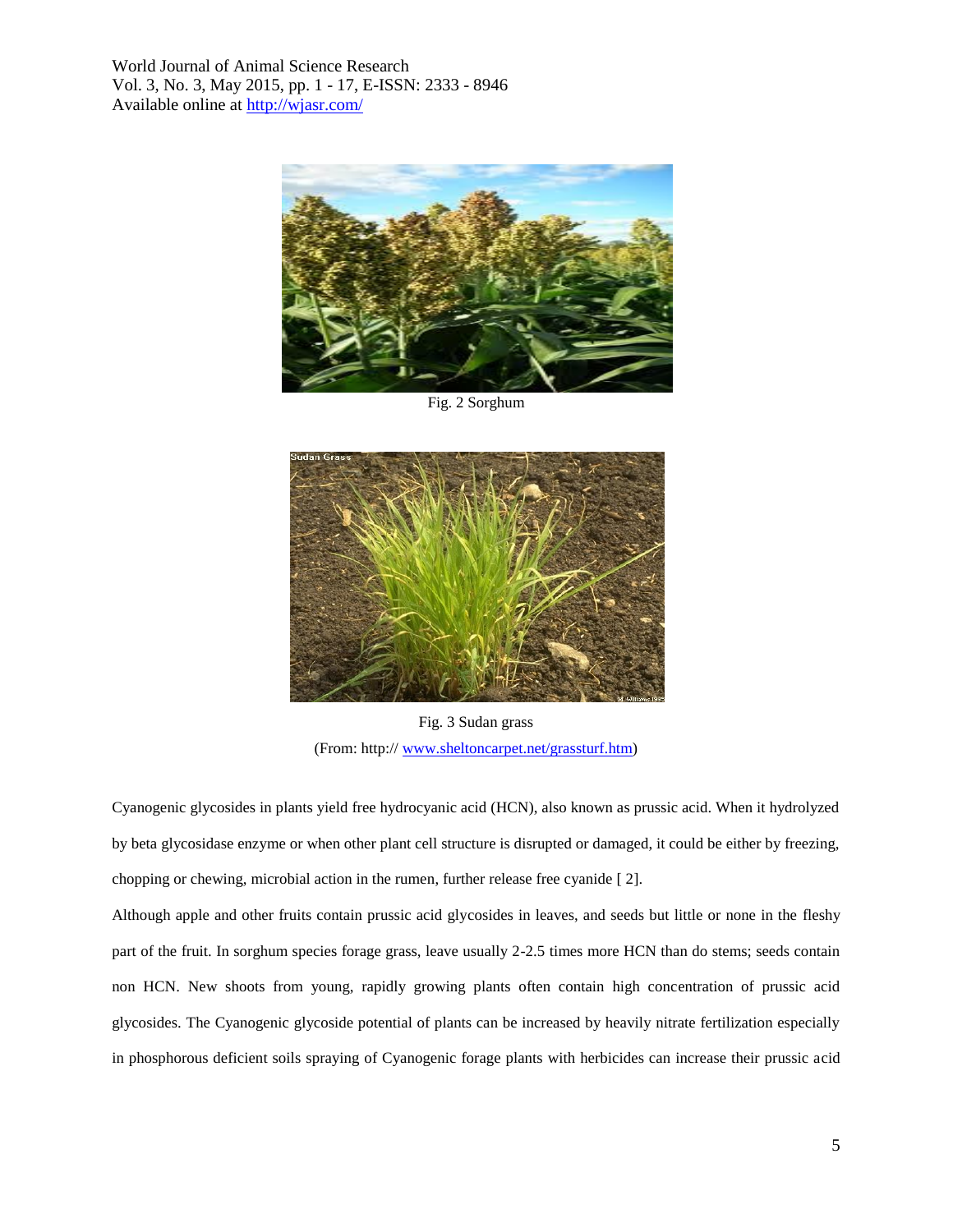Fig. 2 Sorghum

Fig. 3 Sudan grass

(From: http:// www.sheltoncarpet.net/grassturf.htm)

Cyanogenic glycosides in plants yield free hydrocyanic acid (HCN), also known as prussic acid. When it hydrolyzed by beta glycosidase enzyme or when other plant cell structure is disrupted or damaged, it could be either by freezing, chopping or chewing, microbial action in the rumen, further release free cyanide [ 2].

Although apple and other fruits contain prussic acid glycosides in leaves, and seeds but little or none in the fleshy part of the fruit. In sorghum species forage grass, leave usually 2-2.5 times more HCN than do stems; seeds contain non HCN. New shoots from young, rapidly growing plants often contain high concentration of prussic acid glycosides. The Cyanogenic glycoside potential of plants can be increased by heavily nitrate fertilization especially in phosphorous deficient soils spraying of Cyanogenic forage plants with herbicides can increase their prussic acid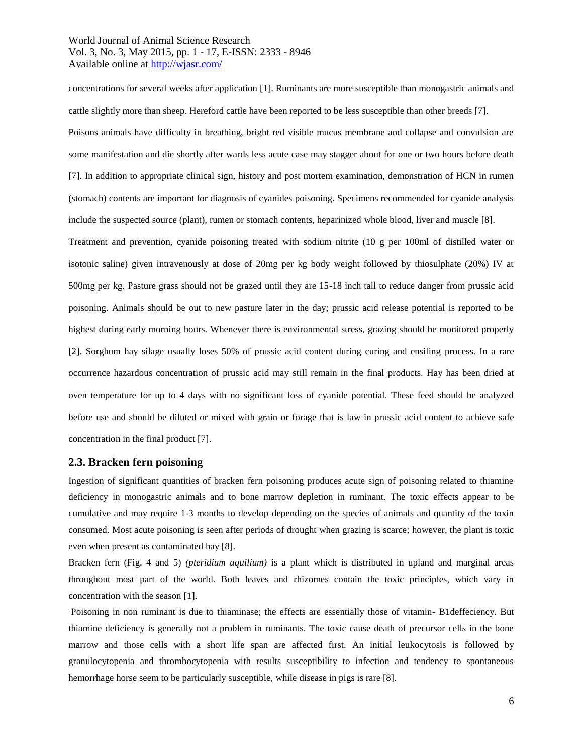concentrations for several weeks after application [1]. Ruminants are more susceptible than monogastric animals and cattle slightly more than sheep. Hereford cattle have been reported to be less susceptible than other breeds [7].

Poisons animals have difficulty in breathing, bright red visible mucus membrane and collapse and convulsion are some manifestation and die shortly after wards less acute case may stagger about for one or two hours before death [7]. In addition to appropriate clinical sign, history and post mortem examination, demonstration of HCN in rumen (stomach) contents are important for diagnosis of cyanides poisoning. Specimens recommended for cyanide analysis include the suspected source (plant), rumen or stomach contents, heparinized whole blood, liver and muscle [8].

Treatment and prevention, cyanide poisoning treated with sodium nitrite (10 g per 100ml of distilled water or isotonic saline) given intravenously at dose of 20mg per kg body weight followed by thiosulphate (20%) IV at 500mg per kg. Pasture grass should not be grazed until they are 15-18 inch tall to reduce danger from prussic acid poisoning. Animals should be out to new pasture later in the day; prussic acid release potential is reported to be highest during early morning hours. Whenever there is environmental stress, grazing should be monitored properly [2]. Sorghum hay silage usually loses 50% of prussic acid content during curing and ensiling process. In a rare occurrence hazardous concentration of prussic acid may still remain in the final products. Hay has been dried at oven temperature for up to 4 days with no significant loss of cyanide potential. These feed should be analyzed before use and should be diluted or mixed with grain or forage that is law in prussic acid content to achieve safe concentration in the final product [7].

## 2.3. Bracken fern poisoning

Ingestion of significant quantities of bracken fern poisoning produces acute sign of poisoning related to thiamine deficiency in monogastric animals and to bone marrow depletion in ruminant. The toxic effects appear to be cumulative and may require 1-3 months to develop depending on the species of animals and quantity of the toxin consumed. Most acute poisoning is seen after periods of drought when grazing is scarce; however, the plant is toxic even when present as contaminated hay [8].

Bracken fern (Fig. 4 and 5) *(pteridium aquilium)* is a plant which is distributed in upland and marginal areas throughout most part of the world. Both leaves and rhizomes contain the toxic principles, which vary in concentration with the season [1].

Poisoning in non ruminant is due to thiaminase; the effects are essentially those of vitamin- B1deffeciency. But thiamine deficiency is generally not a problem in ruminants. The toxic cause death of precursor cells in the bone marrow and those cells with a short life span are affected first. An initial leukocytosis is followed by granulocytopenia and thrombocytopenia with results susceptibility to infection and tendency to spontaneous hemorrhage horse seem to be particularly susceptible, while disease in pigs is rare [8].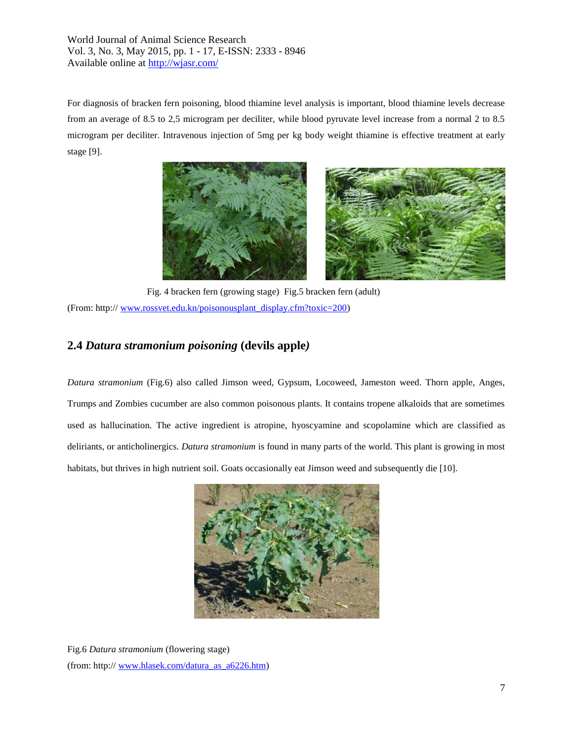For diagnosis of bracken fern poisoning, blood thiamine level analysis is important, blood thiamine levels decrease from an average of 8.5 to 2,5 microgram per deciliter, while blood pyruvate level increase from a normal 2 to 8.5 microgram per deciliter. Intravenous injection of 5mg per kg body weight thiamine is effective treatment at early stage [9].

Fig. 4 bracken fern (growing stage) Fig.5 bracken fern (adult)
(From: http:// www.rossvet.edu.kn/poisonousplant_display.cfm?toxic=200)

## 2.4 *Datura stramonium poisoning* (devils apple*)*

*Datura stramonium* (Fig.6) also called Jimson weed, Gypsum, Locoweed, Jameston weed. Thorn apple, Anges, Trumps and Zombies cucumber are also common poisonous plants. It contains tropene alkaloids that are sometimes used as hallucination. The active ingredient is atropine, hyoscyamine and scopolamine which are classified as deliriants, or anticholinergics. *Datura stramonium* is found in many parts of the world. This plant is growing in most habitats, but thrives in high nutrient soil. Goats occasionally eat Jimson weed and subsequently die [10].

Fig.6 *Datura stramonium* (flowering stage)
(from: http:// www.hlasek.com/datura_as_a6226.htm)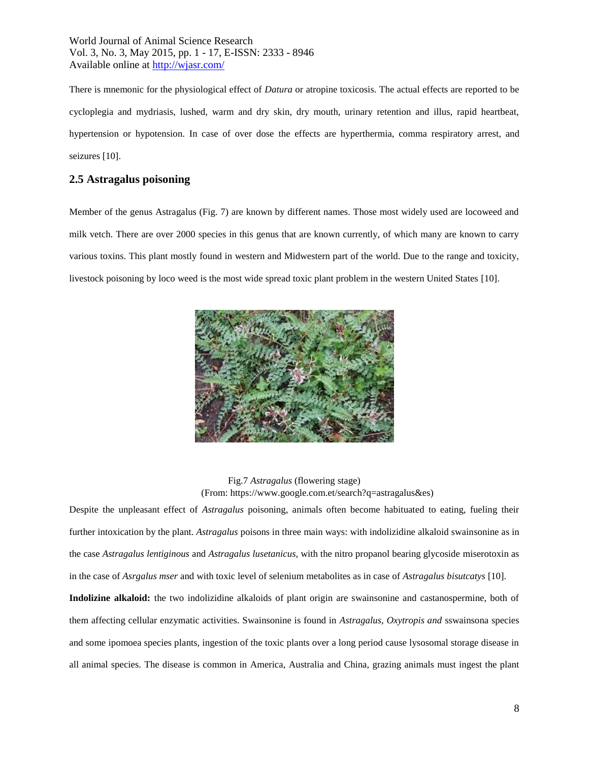There is mnemonic for the physiological effect of *Datura* or atropine toxicosis. The actual effects are reported to be cycloplegia and mydriasis, lushed, warm and dry skin, dry mouth, urinary retention and illus, rapid heartbeat, hypertension or hypotension. In case of over dose the effects are hyperthermia, comma respiratory arrest, and seizures [10].

## 2.5 Astragalus poisoning

Member of the genus Astragalus (Fig. 7) are known by different names. Those most widely used are locoweed and milk vetch. There are over 2000 species in this genus that are known currently, of which many are known to carry various toxins. This plant mostly found in western and Midwestern part of the world. Due to the range and toxicity, livestock poisoning by loco weed is the most wide spread toxic plant problem in the western United States [10].

Fig.7 *Astragalus* (flowering stage)
(From: https://www.google.com.et/search?q=astragalus&es)

Despite the unpleasant effect of *Astragalus* poisoning, animals often become habituated to eating, fueling their further intoxication by the plant. *Astragalus* poisons in three main ways: with indolizidine alkaloid swainsonine as in the case *Astragalus lentiginous* and *Astragalus lusetanicus,* with the nitro propanol bearing glycoside miserotoxin as in the case of *Asrgalus mser* and with toxic level of selenium metabolites as in case of *Astragalus bisutcatys* [10].

**Indolizine alkaloid:** the two indolizidine alkaloids of plant origin are swainsonine and castanospermine, both of them affecting cellular enzymatic activities. Swainsonine is found in *Astragalus, Oxytropis and* sswainsona species and some ipomoea species plants, ingestion of the toxic plants over a long period cause lysosomal storage disease in all animal species. The disease is common in America, Australia and China, grazing animals must ingest the plant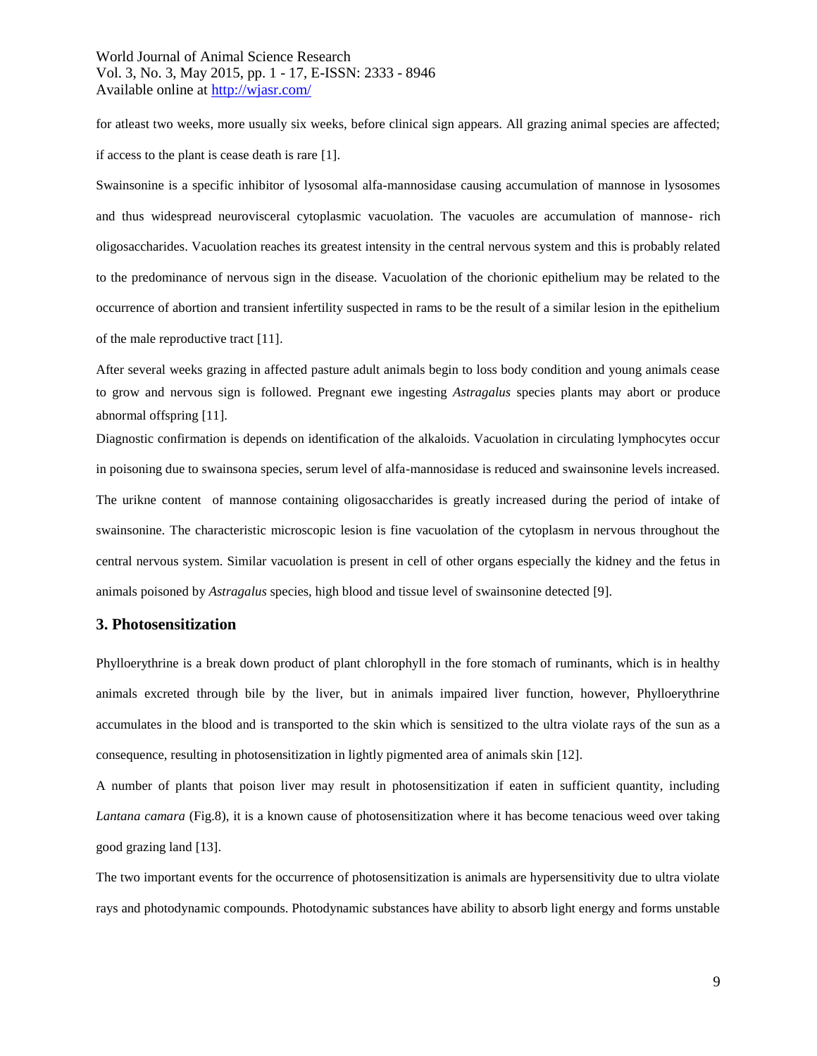for atleast two weeks, more usually six weeks, before clinical sign appears. All grazing animal species are affected; if access to the plant is cease death is rare [1].

Swainsonine is a specific inhibitor of lysosomal alfa-mannosidase causing accumulation of mannose in lysosomes and thus widespread neurovisceral cytoplasmic vacuolation. The vacuoles are accumulation of mannose- rich oligosaccharides. Vacuolation reaches its greatest intensity in the central nervous system and this is probably related to the predominance of nervous sign in the disease. Vacuolation of the chorionic epithelium may be related to the occurrence of abortion and transient infertility suspected in rams to be the result of a similar lesion in the epithelium of the male reproductive tract [11].

After several weeks grazing in affected pasture adult animals begin to loss body condition and young animals cease to grow and nervous sign is followed. Pregnant ewe ingesting *Astragalus* species plants may abort or produce abnormal offspring [11].

Diagnostic confirmation is depends on identification of the alkaloids. Vacuolation in circulating lymphocytes occur in poisoning due to swainsona species, serum level of alfa-mannosidase is reduced and swainsonine levels increased. The urikne content of mannose containing oligosaccharides is greatly increased during the period of intake of swainsonine. The characteristic microscopic lesion is fine vacuolation of the cytoplasm in nervous throughout the central nervous system. Similar vacuolation is present in cell of other organs especially the kidney and the fetus in animals poisoned by *Astragalus* species, high blood and tissue level of swainsonine detected [9].

## 3. Photosensitization

Phylloerythrine is a break down product of plant chlorophyll in the fore stomach of ruminants, which is in healthy animals excreted through bile by the liver, but in animals impaired liver function, however, Phylloerythrine accumulates in the blood and is transported to the skin which is sensitized to the ultra violate rays of the sun as a consequence, resulting in photosensitization in lightly pigmented area of animals skin [12].

A number of plants that poison liver may result in photosensitization if eaten in sufficient quantity, including *Lantana camara* (Fig.8), it is a known cause of photosensitization where it has become tenacious weed over taking good grazing land [13].

The two important events for the occurrence of photosensitization is animals are hypersensitivity due to ultra violate rays and photodynamic compounds. Photodynamic substances have ability to absorb light energy and forms unstable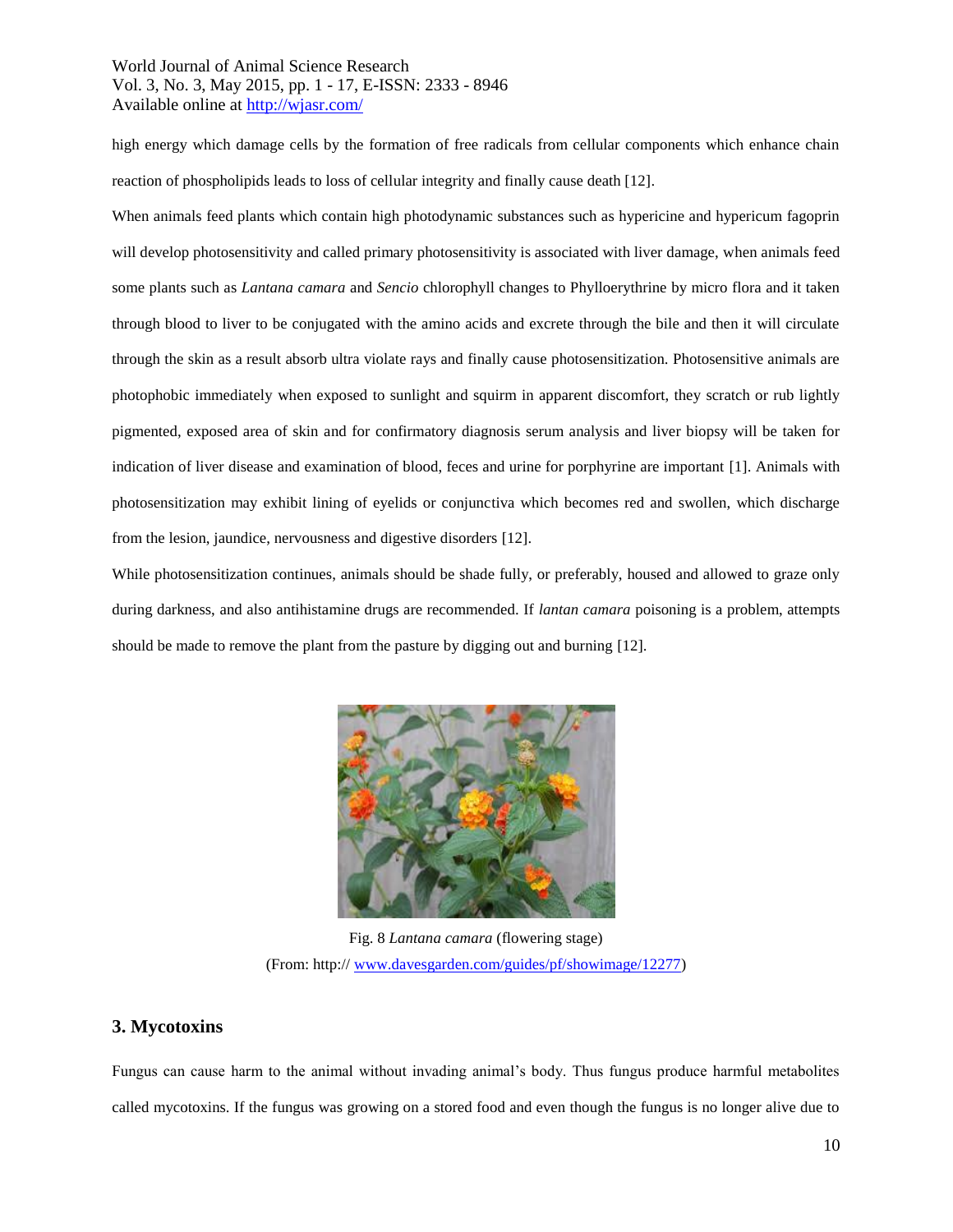high energy which damage cells by the formation of free radicals from cellular components which enhance chain reaction of phospholipids leads to loss of cellular integrity and finally cause death [12].

When animals feed plants which contain high photodynamic substances such as hypericine and hypericum fagoprin will develop photosensitivity and called primary photosensitivity is associated with liver damage, when animals feed some plants such as *Lantana camara* and *Sencio* chlorophyll changes to Phylloerythrine by micro flora and it taken through blood to liver to be conjugated with the amino acids and excrete through the bile and then it will circulate through the skin as a result absorb ultra violate rays and finally cause photosensitization. Photosensitive animals are photophobic immediately when exposed to sunlight and squirm in apparent discomfort, they scratch or rub lightly pigmented, exposed area of skin and for confirmatory diagnosis serum analysis and liver biopsy will be taken for indication of liver disease and examination of blood, feces and urine for porphyrine are important [1]. Animals with photosensitization may exhibit lining of eyelids or conjunctiva which becomes red and swollen, which discharge from the lesion, jaundice, nervousness and digestive disorders [12].

While photosensitization continues, animals should be shade fully, or preferably, housed and allowed to graze only during darkness, and also antihistamine drugs are recommended. If *lantan camara* poisoning is a problem, attempts should be made to remove the plant from the pasture by digging out and burning [12].

Fig. 8 *Lantana camara* (flowering stage)
(From: http:// www.davesgarden.com/guides/pf/showimage/12277)

## 3. Mycotoxins

Fungus can cause harm to the animal without invading animal's body. Thus fungus produce harmful metabolites called mycotoxins. If the fungus was growing on a stored food and even though the fungus is no longer alive due to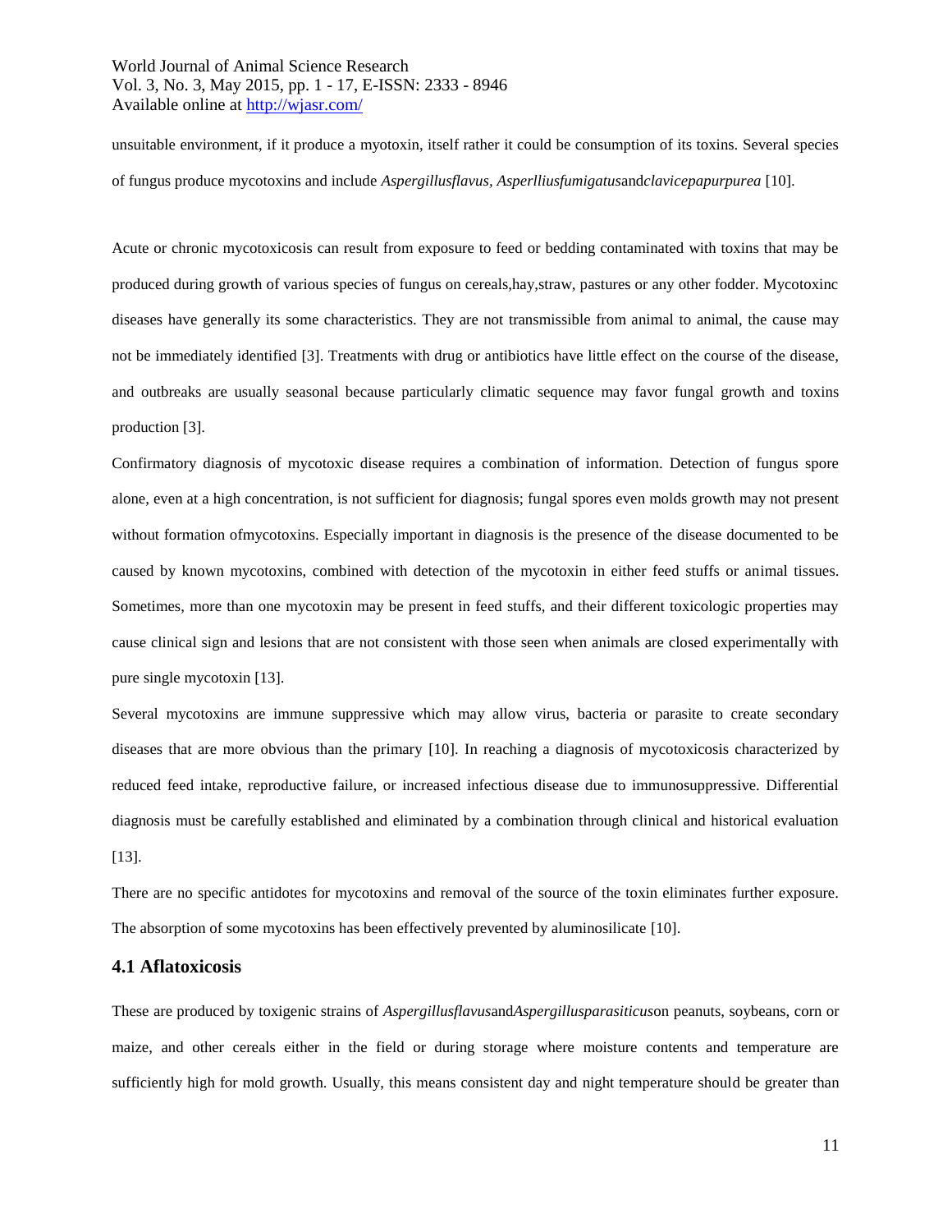unsuitable environment, if it produce a myotoxin, itself rather it could be consumption of its toxins. Several species of fungus produce mycotoxins and include *Aspergillusflavus, Asperlliusfumigatus*and*clavicepapurpurea* [10].

Acute or chronic mycotoxicosis can result from exposure to feed or bedding contaminated with toxins that may be produced during growth of various species of fungus on cereals,hay,straw, pastures or any other fodder. Mycotoxinc diseases have generally its some characteristics. They are not transmissible from animal to animal, the cause may not be immediately identified [3]. Treatments with drug or antibiotics have little effect on the course of the disease, and outbreaks are usually seasonal because particularly climatic sequence may favor fungal growth and toxins production [3].

Confirmatory diagnosis of mycotoxic disease requires a combination of information. Detection of fungus spore alone, even at a high concentration, is not sufficient for diagnosis; fungal spores even molds growth may not present without formation ofmycotoxins. Especially important in diagnosis is the presence of the disease documented to be caused by known mycotoxins, combined with detection of the mycotoxin in either feed stuffs or animal tissues. Sometimes, more than one mycotoxin may be present in feed stuffs, and their different toxicologic properties may cause clinical sign and lesions that are not consistent with those seen when animals are closed experimentally with pure single mycotoxin [13].

Several mycotoxins are immune suppressive which may allow virus, bacteria or parasite to create secondary diseases that are more obvious than the primary [10]. In reaching a diagnosis of mycotoxicosis characterized by reduced feed intake, reproductive failure, or increased infectious disease due to immunosuppressive. Differential diagnosis must be carefully established and eliminated by a combination through clinical and historical evaluation [13].

There are no specific antidotes for mycotoxins and removal of the source of the toxin eliminates further exposure. The absorption of some mycotoxins has been effectively prevented by aluminosilicate [10].

### 4.1 Aflatoxicosis

These are produced by toxigenic strains of *Aspergillusflavus*and*Aspergillusparasiticus*on peanuts, soybeans, corn or maize, and other cereals either in the field or during storage where moisture contents and temperature are sufficiently high for mold growth. Usually, this means consistent day and night temperature should be greater than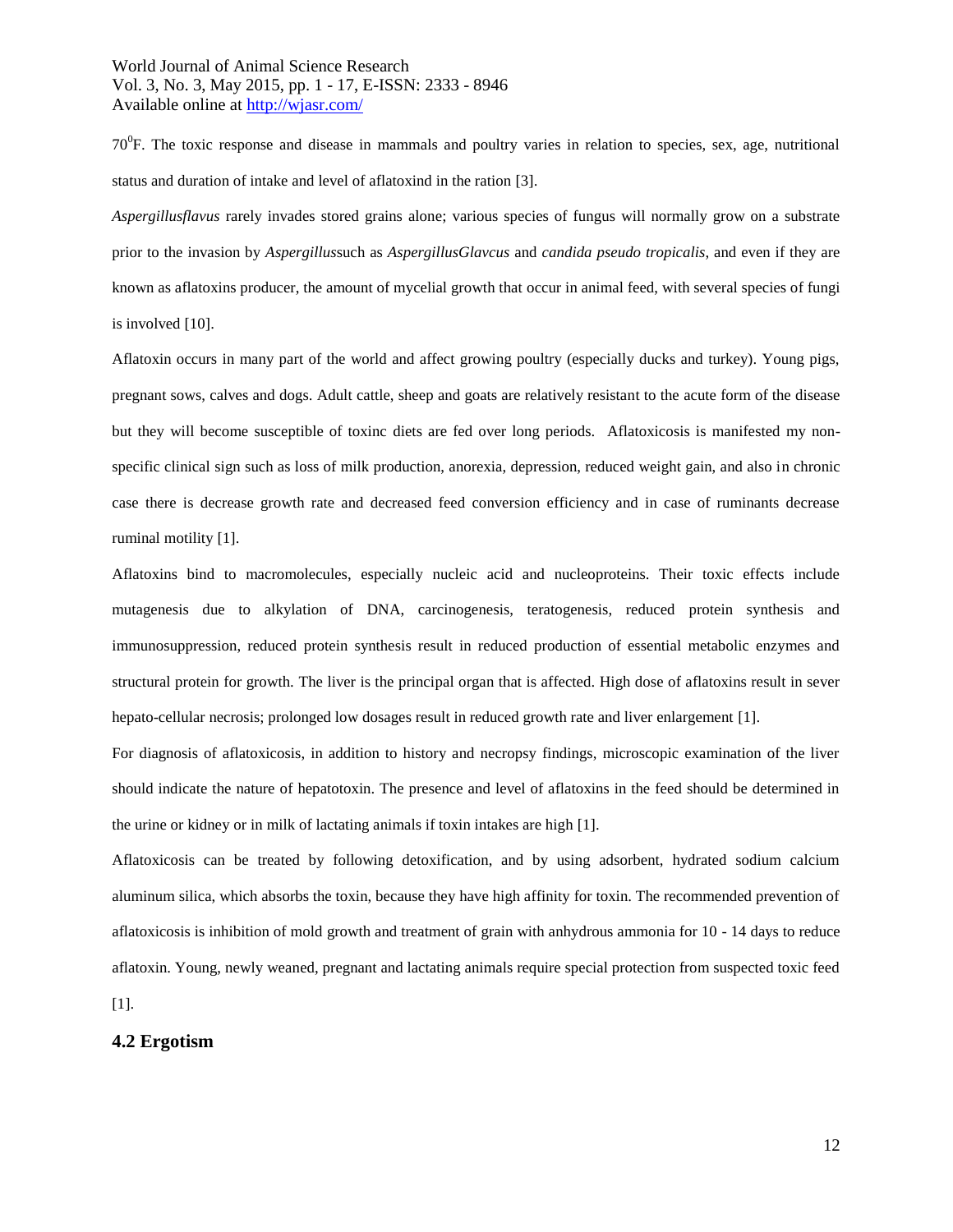$70^0$F. The toxic response and disease in mammals and poultry varies in relation to species, sex, age, nutritional status and duration of intake and level of aflatoxind in the ration [3].

*Aspergillusflavus* rarely invades stored grains alone; various species of fungus will normally grow on a substrate prior to the invasion by *Aspergillus*such as *AspergillusGlavcus* and *candida pseudo tropicalis*, and even if they are known as aflatoxins producer, the amount of mycelial growth that occur in animal feed, with several species of fungi is involved [10].

Aflatoxin occurs in many part of the world and affect growing poultry (especially ducks and turkey). Young pigs, pregnant sows, calves and dogs. Adult cattle, sheep and goats are relatively resistant to the acute form of the disease but they will become susceptible of toxinc diets are fed over long periods. Aflatoxicosis is manifested my non-specific clinical sign such as loss of milk production, anorexia, depression, reduced weight gain, and also in chronic case there is decrease growth rate and decreased feed conversion efficiency and in case of ruminants decrease ruminal motility [1].

Aflatoxins bind to macromolecules, especially nucleic acid and nucleoproteins. Their toxic effects include mutagenesis due to alkylation of DNA, carcinogenesis, teratogenesis, reduced protein synthesis and immunosuppression, reduced protein synthesis result in reduced production of essential metabolic enzymes and structural protein for growth. The liver is the principal organ that is affected. High dose of aflatoxins result in sever hepato-cellular necrosis; prolonged low dosages result in reduced growth rate and liver enlargement [1].

For diagnosis of aflatoxicosis, in addition to history and necropsy findings, microscopic examination of the liver should indicate the nature of hepatotoxin. The presence and level of aflatoxins in the feed should be determined in the urine or kidney or in milk of lactating animals if toxin intakes are high [1].

Aflatoxicosis can be treated by following detoxification, and by using adsorbent, hydrated sodium calcium aluminum silica, which absorbs the toxin, because they have high affinity for toxin. The recommended prevention of aflatoxicosis is inhibition of mold growth and treatment of grain with anhydrous ammonia for 10 - 14 days to reduce aflatoxin. Young, newly weaned, pregnant and lactating animals require special protection from suspected toxic feed [1].

## 4.2 Ergotism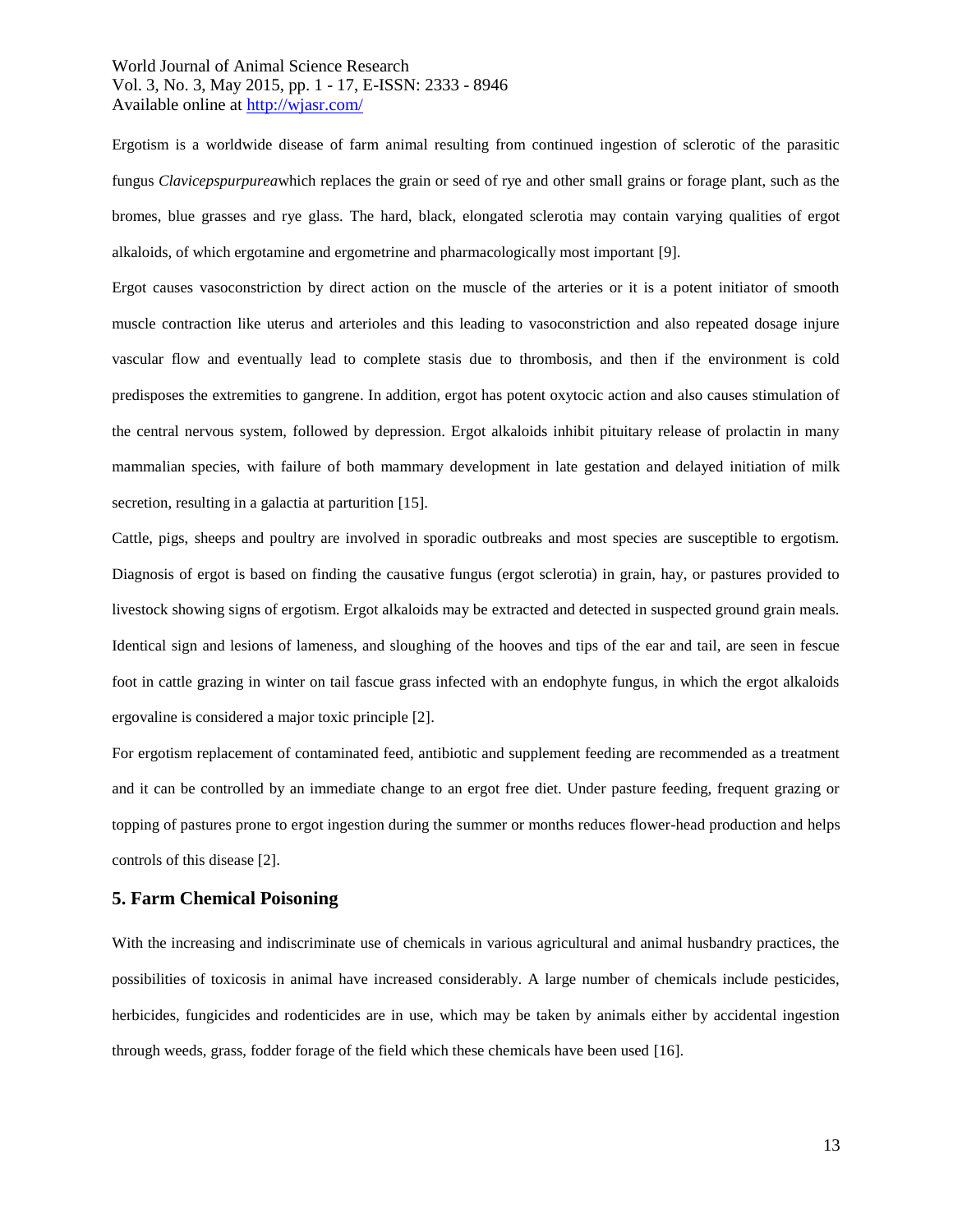Ergotism is a worldwide disease of farm animal resulting from continued ingestion of sclerotic of the parasitic fungus *Clavicepspurpurea*which replaces the grain or seed of rye and other small grains or forage plant, such as the bromes, blue grasses and rye glass. The hard, black, elongated sclerotia may contain varying qualities of ergot alkaloids, of which ergotamine and ergometrine and pharmacologically most important [9].

Ergot causes vasoconstriction by direct action on the muscle of the arteries or it is a potent initiator of smooth muscle contraction like uterus and arterioles and this leading to vasoconstriction and also repeated dosage injure vascular flow and eventually lead to complete stasis due to thrombosis, and then if the environment is cold predisposes the extremities to gangrene. In addition, ergot has potent oxytocic action and also causes stimulation of the central nervous system, followed by depression. Ergot alkaloids inhibit pituitary release of prolactin in many mammalian species, with failure of both mammary development in late gestation and delayed initiation of milk secretion, resulting in a galactia at parturition [15].

Cattle, pigs, sheeps and poultry are involved in sporadic outbreaks and most species are susceptible to ergotism. Diagnosis of ergot is based on finding the causative fungus (ergot sclerotia) in grain, hay, or pastures provided to livestock showing signs of ergotism. Ergot alkaloids may be extracted and detected in suspected ground grain meals. Identical sign and lesions of lameness, and sloughing of the hooves and tips of the ear and tail, are seen in fescue foot in cattle grazing in winter on tail fascue grass infected with an endophyte fungus, in which the ergot alkaloids ergovaline is considered a major toxic principle [2].

For ergotism replacement of contaminated feed, antibiotic and supplement feeding are recommended as a treatment and it can be controlled by an immediate change to an ergot free diet. Under pasture feeding, frequent grazing or topping of pastures prone to ergot ingestion during the summer or months reduces flower-head production and helps controls of this disease [2].

## 5. Farm Chemical Poisoning

With the increasing and indiscriminate use of chemicals in various agricultural and animal husbandry practices, the possibilities of toxicosis in animal have increased considerably. A large number of chemicals include pesticides, herbicides, fungicides and rodenticides are in use, which may be taken by animals either by accidental ingestion through weeds, grass, fodder forage of the field which these chemicals have been used [16].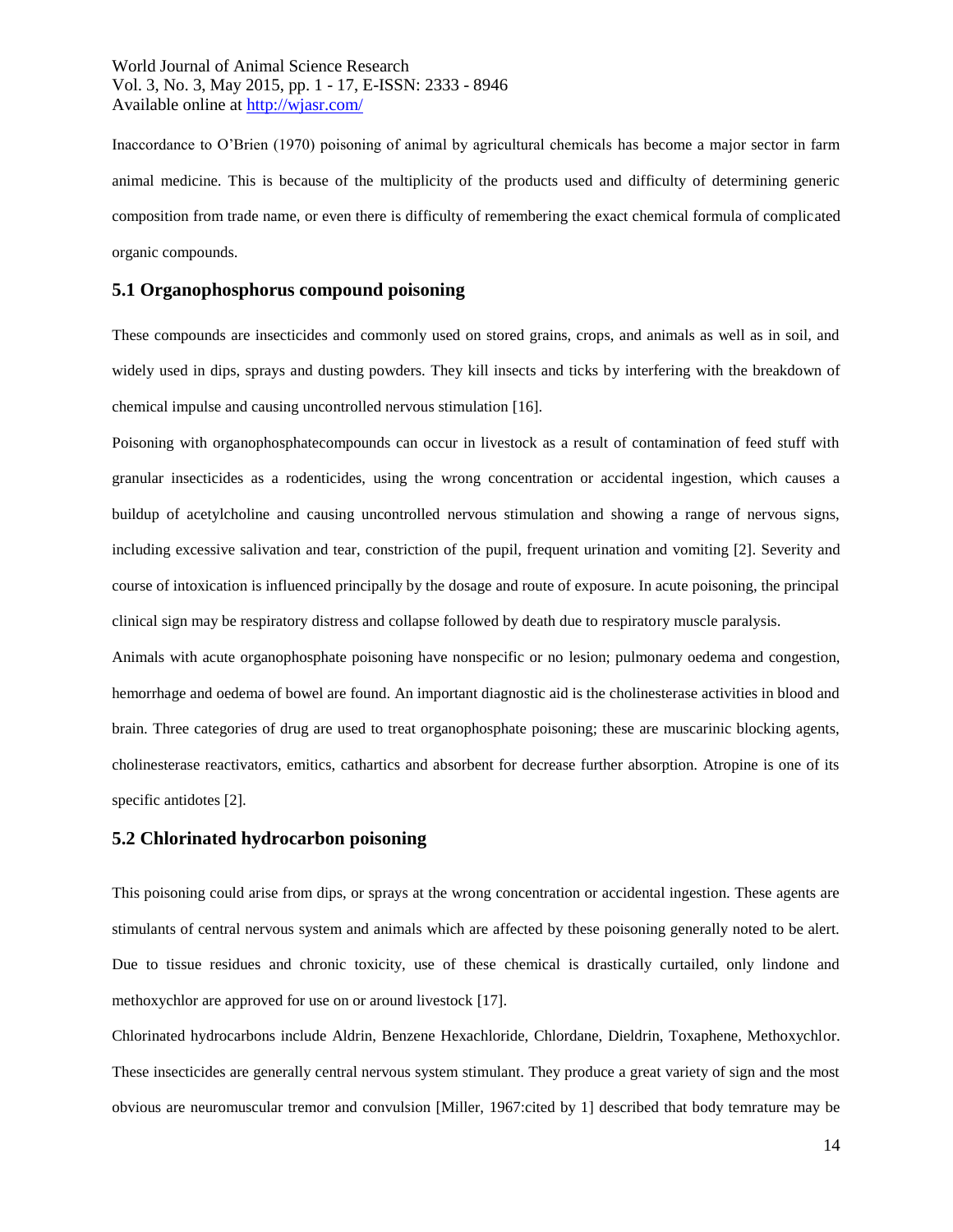Inaccordance to O'Brien (1970) poisoning of animal by agricultural chemicals has become a major sector in farm animal medicine. This is because of the multiplicity of the products used and difficulty of determining generic composition from trade name, or even there is difficulty of remembering the exact chemical formula of complicated organic compounds.

## 5.1 Organophosphorus compound poisoning

These compounds are insecticides and commonly used on stored grains, crops, and animals as well as in soil, and widely used in dips, sprays and dusting powders. They kill insects and ticks by interfering with the breakdown of chemical impulse and causing uncontrolled nervous stimulation [16].

Poisoning with organophosphatecompounds can occur in livestock as a result of contamination of feed stuff with granular insecticides as a rodenticides, using the wrong concentration or accidental ingestion, which causes a buildup of acetylcholine and causing uncontrolled nervous stimulation and showing a range of nervous signs, including excessive salivation and tear, constriction of the pupil, frequent urination and vomiting [2]. Severity and course of intoxication is influenced principally by the dosage and route of exposure. In acute poisoning, the principal clinical sign may be respiratory distress and collapse followed by death due to respiratory muscle paralysis.

Animals with acute organophosphate poisoning have nonspecific or no lesion; pulmonary oedema and congestion, hemorrhage and oedema of bowel are found. An important diagnostic aid is the cholinesterase activities in blood and brain. Three categories of drug are used to treat organophosphate poisoning; these are muscarinic blocking agents, cholinesterase reactivators, emitics, cathartics and absorbent for decrease further absorption. Atropine is one of its specific antidotes [2].

## 5.2 Chlorinated hydrocarbon poisoning

This poisoning could arise from dips, or sprays at the wrong concentration or accidental ingestion. These agents are stimulants of central nervous system and animals which are affected by these poisoning generally noted to be alert. Due to tissue residues and chronic toxicity, use of these chemical is drastically curtailed, only lindone and methoxychlor are approved for use on or around livestock [17].

Chlorinated hydrocarbons include Aldrin, Benzene Hexachloride, Chlordane, Dieldrin, Toxaphene, Methoxychlor. These insecticides are generally central nervous system stimulant. They produce a great variety of sign and the most obvious are neuromuscular tremor and convulsion [Miller, 1967:cited by 1] described that body temrature may be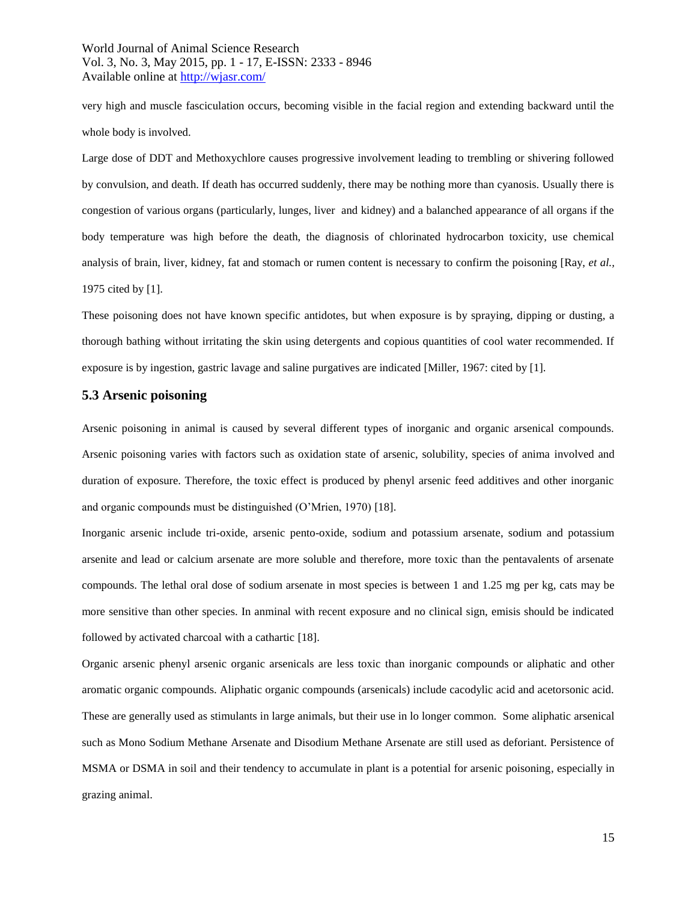very high and muscle fasciculation occurs, becoming visible in the facial region and extending backward until the whole body is involved.

Large dose of DDT and Methoxychlore causes progressive involvement leading to trembling or shivering followed by convulsion, and death. If death has occurred suddenly, there may be nothing more than cyanosis. Usually there is congestion of various organs (particularly, lunges, liver and kidney) and a balanched appearance of all organs if the body temperature was high before the death, the diagnosis of chlorinated hydrocarbon toxicity, use chemical analysis of brain, liver, kidney, fat and stomach or rumen content is necessary to confirm the poisoning [Ray, *et al.,* 1975 cited by [1].

These poisoning does not have known specific antidotes, but when exposure is by spraying, dipping or dusting, a thorough bathing without irritating the skin using detergents and copious quantities of cool water recommended. If exposure is by ingestion, gastric lavage and saline purgatives are indicated [Miller, 1967: cited by [1].

### 5.3 Arsenic poisoning

Arsenic poisoning in animal is caused by several different types of inorganic and organic arsenical compounds. Arsenic poisoning varies with factors such as oxidation state of arsenic, solubility, species of anima involved and duration of exposure. Therefore, the toxic effect is produced by phenyl arsenic feed additives and other inorganic and organic compounds must be distinguished (O'Mrien, 1970) [18].

Inorganic arsenic include tri-oxide, arsenic pento-oxide, sodium and potassium arsenate, sodium and potassium arsenite and lead or calcium arsenate are more soluble and therefore, more toxic than the pentavalents of arsenate compounds. The lethal oral dose of sodium arsenate in most species is between 1 and 1.25 mg per kg, cats may be more sensitive than other species. In anminal with recent exposure and no clinical sign, emisis should be indicated followed by activated charcoal with a cathartic [18].

Organic arsenic phenyl arsenic organic arsenicals are less toxic than inorganic compounds or aliphatic and other aromatic organic compounds. Aliphatic organic compounds (arsenicals) include cacodylic acid and acetorsonic acid. These are generally used as stimulants in large animals, but their use in lo longer common. Some aliphatic arsenical such as Mono Sodium Methane Arsenate and Disodium Methane Arsenate are still used as deforiant. Persistence of MSMA or DSMA in soil and their tendency to accumulate in plant is a potential for arsenic poisoning, especially in grazing animal.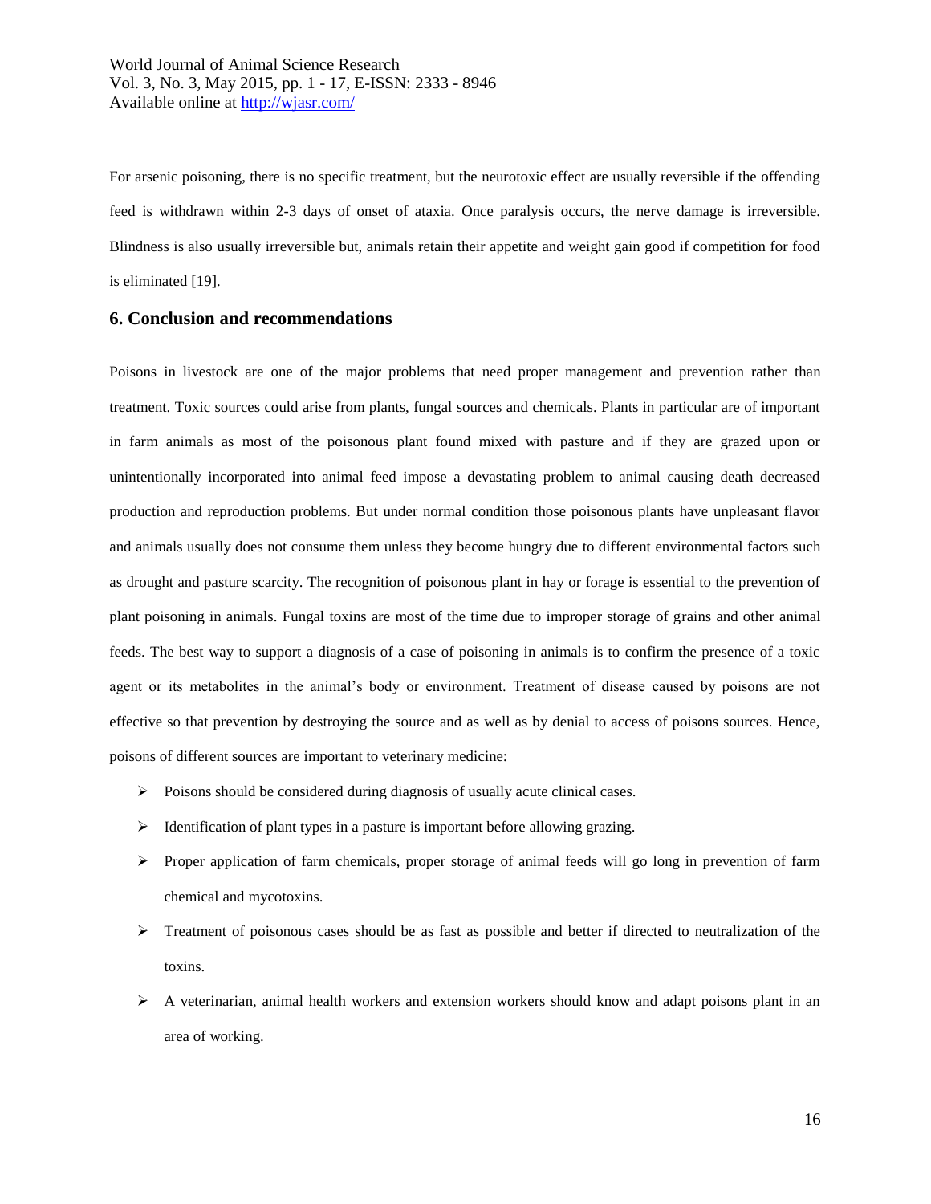For arsenic poisoning, there is no specific treatment, but the neurotoxic effect are usually reversible if the offending feed is withdrawn within 2-3 days of onset of ataxia. Once paralysis occurs, the nerve damage is irreversible. Blindness is also usually irreversible but, animals retain their appetite and weight gain good if competition for food is eliminated [19].

## 6. Conclusion and recommendations

Poisons in livestock are one of the major problems that need proper management and prevention rather than treatment. Toxic sources could arise from plants, fungal sources and chemicals. Plants in particular are of important in farm animals as most of the poisonous plant found mixed with pasture and if they are grazed upon or unintentionally incorporated into animal feed impose a devastating problem to animal causing death decreased production and reproduction problems. But under normal condition those poisonous plants have unpleasant flavor and animals usually does not consume them unless they become hungry due to different environmental factors such as drought and pasture scarcity. The recognition of poisonous plant in hay or forage is essential to the prevention of plant poisoning in animals. Fungal toxins are most of the time due to improper storage of grains and other animal feeds. The best way to support a diagnosis of a case of poisoning in animals is to confirm the presence of a toxic agent or its metabolites in the animal's body or environment. Treatment of disease caused by poisons are not effective so that prevention by destroying the source and as well as by denial to access of poisons sources. Hence, poisons of different sources are important to veterinary medicine:

- Poisons should be considered during diagnosis of usually acute clinical cases.
- Identification of plant types in a pasture is important before allowing grazing.
- Proper application of farm chemicals, proper storage of animal feeds will go long in prevention of farm chemical and mycotoxins.
- Treatment of poisonous cases should be as fast as possible and better if directed to neutralization of the toxins.
- A veterinarian, animal health workers and extension workers should know and adapt poisons plant in an area of working.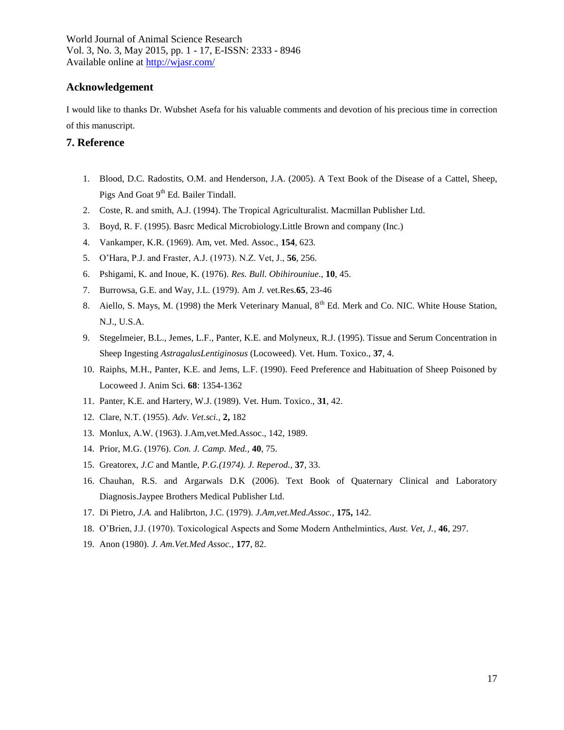## Acknowledgement

I would like to thanks Dr. Wubshet Asefa for his valuable comments and devotion of his precious time in correction of this manuscript.

## 7. Reference

1. Blood, D.C. Radostits, O.M. and Henderson, J.A. (2005). A Text Book of the Disease of a Cattel, Sheep, Pigs And Goat 9th Ed. Bailer Tindall.
2. Coste, R. and smith, A.J. (1994). The Tropical Agriculturalist. Macmillan Publisher Ltd.
3. Boyd, R. F. (1995). Basrc Medical Microbiology.Little Brown and company (Inc.)
4. Vankamper, K.R. (1969). Am, vet. Med. Assoc., **154**, 623.
5. O'Hara, P.J. and Fraster, A.J. (1973). N.Z. Vet, J., **56**, 256.
6. Pshigami, K. and Inoue, K. (1976). *Res. Bull. Obihirouniue.,* **10**, 45.
7. Burrowsa, G.E. and Way, J.L. (1979). Am *J.* vet.Res.**65**, 23-46
8. Aiello, S. Mays, M. (1998) the Merk Veterinary Manual, 8th Ed. Merk and Co. NIC. White House Station, N.J., U.S.A.
9. Stegelmeier, B.L., Jemes, L.F., Panter, K.E. and Molyneux, R.J. (1995). Tissue and Serum Concentration in Sheep Ingesting *AstragalusLentiginosus* (Locoweed). Vet. Hum. Toxico., **37**, 4.
10. Raiphs, M.H., Panter, K.E. and Jems, L.F. (1990). Feed Preference and Habituation of Sheep Poisoned by Locoweed J. Anim Sci. **68**: 1354-1362
11. Panter, K.E. and Hartery, W.J. (1989). Vet. Hum. Toxico., **31**, 42.
12. Clare, N.T. (1955). *Adv. Vet.sci.,* **2,** 182
13. Monlux, A.W. (1963). J.Am,vet.Med.Assoc., 142, 1989.
14. Prior, M.G. (1976). *Con. J. Camp. Med.,* **40**, 75.
15. Greatorex, *J.C* and Mantle, *P.G.(1974). J. Reperod.,* **37**, 33.
16. Chauhan, R.S. and Argarwals D.K (2006). Text Book of Quaternary Clinical and Laboratory Diagnosis.Jaypee Brothers Medical Publisher Ltd.
17. Di Pietro, *J.A.* and Halibrton, J.C. (1979). *J.Am,vet.Med.Assoc.,* **175,** 142.
18. O'Brien, J.J. (1970). Toxicological Aspects and Some Modern Anthelmintics, *Aust. Vet, J.,* **46**, 297.
19. Anon (1980). *J. Am.Vet.Med Assoc.,* **177**, 82.